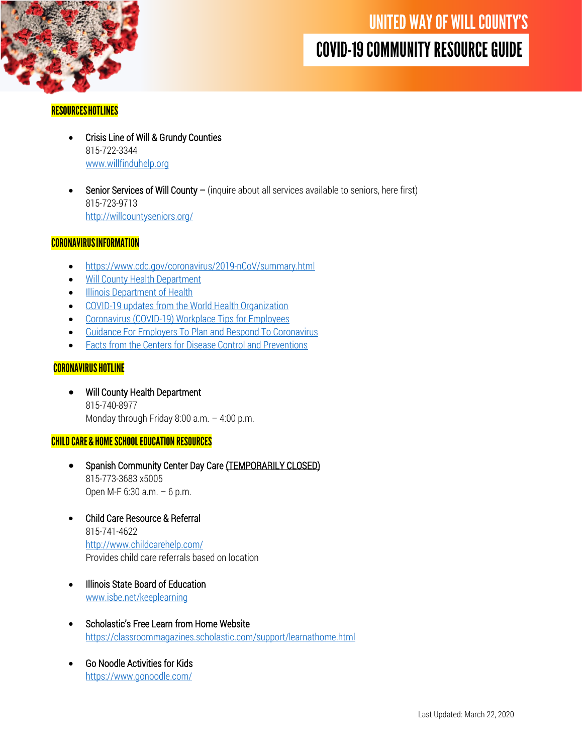# UNITED WAY OF WILL COUNTY'S

# COVID-19 COMMUNITY RESOURCE GUIDE

## RESOURCES HOTLINES

- Crisis Line of Will & Grundy Counties
  815-722-3344
  www.willfinduhelp.org

- Senior Services of Will County – (inquire about all services available to seniors, here first)
  815-723-9713
  http://willcountyseniors.org/

## CORONAVIRUS INFORMATION

- https://www.cdc.gov/coronavirus/2019-nCoV/summary.html
- Will County Health Department
- Illinois Department of Health
- COVID-19 updates from the World Health Organization
- Coronavirus (COVID-19) Workplace Tips for Employees
- Guidance For Employers To Plan and Respond To Coronavirus
- Facts from the Centers for Disease Control and Preventions

## CORONAVIRUS HOTLINE

- Will County Health Department
  815-740-8977
  Monday through Friday 8:00 a.m. – 4:00 p.m.

## CHILD CARE & HOME SCHOOL EDUCATION RESOURCES

- Spanish Community Center Day Care (TEMPORARILY CLOSED)
  815-773-3683 x5005
  Open M-F 6:30 a.m. – 6 p.m.

- Child Care Resource & Referral
  815-741-4622
  http://www.childcarehelp.com/
  Provides child care referrals based on location

- Illinois State Board of Education
  www.isbe.net/keeplearning

- Scholastic's Free Learn from Home Website
  https://classroommagazines.scholastic.com/support/learnathome.html

- Go Noodle Activities for Kids
  https://www.gonoodle.com/

Last Updated: March 22, 2020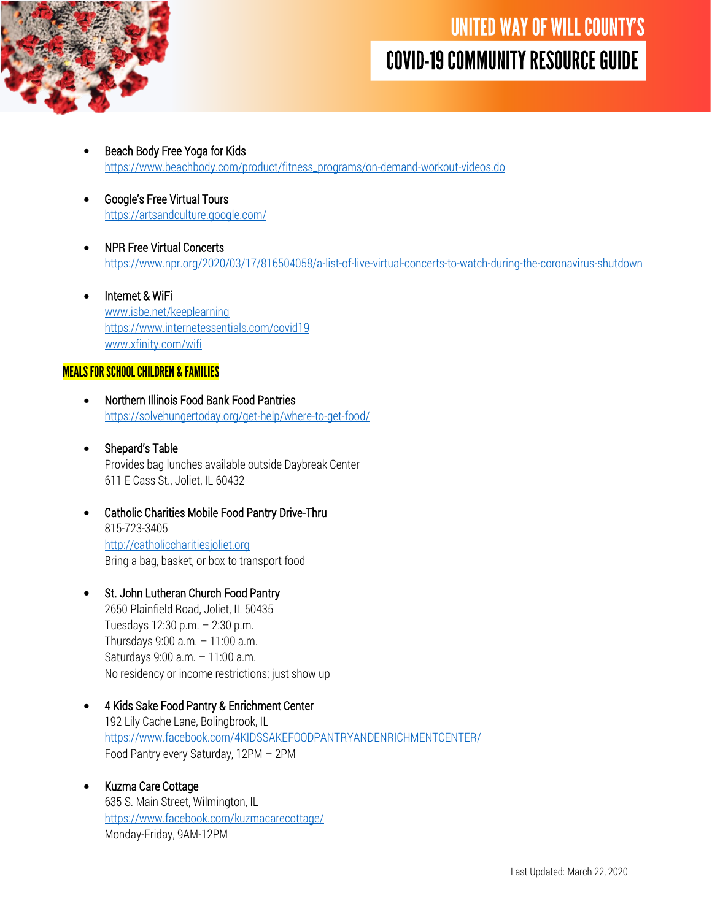- Beach Body Free Yoga for Kids
  https://www.beachbody.com/product/fitness_programs/on-demand-workout-videos.do

- Google's Free Virtual Tours
  https://artsandculture.google.com/

- NPR Free Virtual Concerts
  https://www.npr.org/2020/03/17/816504058/a-list-of-live-virtual-concerts-to-watch-during-the-coronavirus-shutdown

- Internet & WiFi
  www.isbe.net/keeplearning
  https://www.internetessentials.com/covid19
  www.xfinity.com/wifi

## MEALS FOR SCHOOL CHILDREN & FAMILIES

- Northern Illinois Food Bank Food Pantries
  https://solvehungertoday.org/get-help/where-to-get-food/

- Shepard's Table
  Provides bag lunches available outside Daybreak Center
  611 E Cass St., Joliet, IL 60432

- Catholic Charities Mobile Food Pantry Drive-Thru
  815-723-3405
  http://catholiccharitiesjoliet.org
  Bring a bag, basket, or box to transport food

- St. John Lutheran Church Food Pantry
  2650 Plainfield Road, Joliet, IL 50435
  Tuesdays 12:30 p.m. – 2:30 p.m.
  Thursdays 9:00 a.m. – 11:00 a.m.
  Saturdays 9:00 a.m. – 11:00 a.m.
  No residency or income restrictions; just show up

- 4 Kids Sake Food Pantry & Enrichment Center
  192 Lily Cache Lane, Bolingbrook, IL
  https://www.facebook.com/4KIDSSAKEFOODPANTRYANDENRICHMENTCENTER/
  Food Pantry every Saturday, 12PM – 2PM

- Kuzma Care Cottage
  635 S. Main Street, Wilmington, IL
  https://www.facebook.com/kuzmacarecottage/
  Monday-Friday, 9AM-12PM

Last Updated: March 22, 2020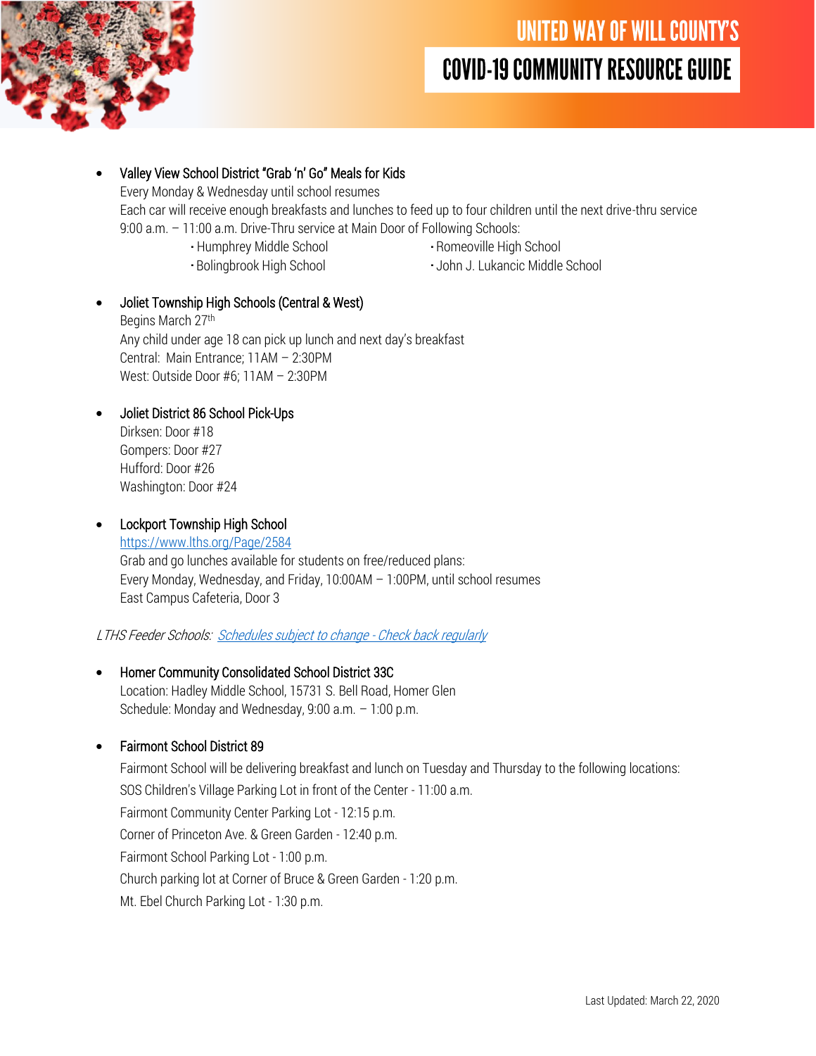- **Valley View School District "Grab 'n' Go" Meals for Kids**
  Every Monday & Wednesday until school resumes
  Each car will receive enough breakfasts and lunches to feed up to four children until the next drive-thru service
  9:00 a.m. – 11:00 a.m. Drive-Thru service at Main Door of Following Schools:
  - Humphrey Middle School
  - Romeoville High School
  - Bolingbrook High School
  - John J. Lukancic Middle School

- **Joliet Township High Schools (Central & West)**
  Begins March 27th
  Any child under age 18 can pick up lunch and next day's breakfast
  Central: Main Entrance; 11AM – 2:30PM
  West: Outside Door #6; 11AM – 2:30PM

- **Joliet District 86 School Pick-Ups**
  Dirksen: Door #18
  Gompers: Door #27
  Hufford: Door #26
  Washington: Door #24

- **Lockport Township High School**
  https://www.lths.org/Page/2584
  Grab and go lunches available for students on free/reduced plans:
  Every Monday, Wednesday, and Friday, 10:00AM – 1:00PM, until school resumes
  East Campus Cafeteria, Door 3

*LTHS Feeder Schools: Schedules subject to change - Check back regularly*

- **Homer Community Consolidated School District 33C**
  Location: Hadley Middle School, 15731 S. Bell Road, Homer Glen
  Schedule: Monday and Wednesday, 9:00 a.m. – 1:00 p.m.

- **Fairmont School District 89**
  Fairmont School will be delivering breakfast and lunch on Tuesday and Thursday to the following locations:
  SOS Children's Village Parking Lot in front of the Center - 11:00 a.m.
  Fairmont Community Center Parking Lot - 12:15 p.m.
  Corner of Princeton Ave. & Green Garden - 12:40 p.m.
  Fairmont School Parking Lot - 1:00 p.m.
  Church parking lot at Corner of Bruce & Green Garden - 1:20 p.m.
  Mt. Ebel Church Parking Lot - 1:30 p.m.

Last Updated: March 22, 2020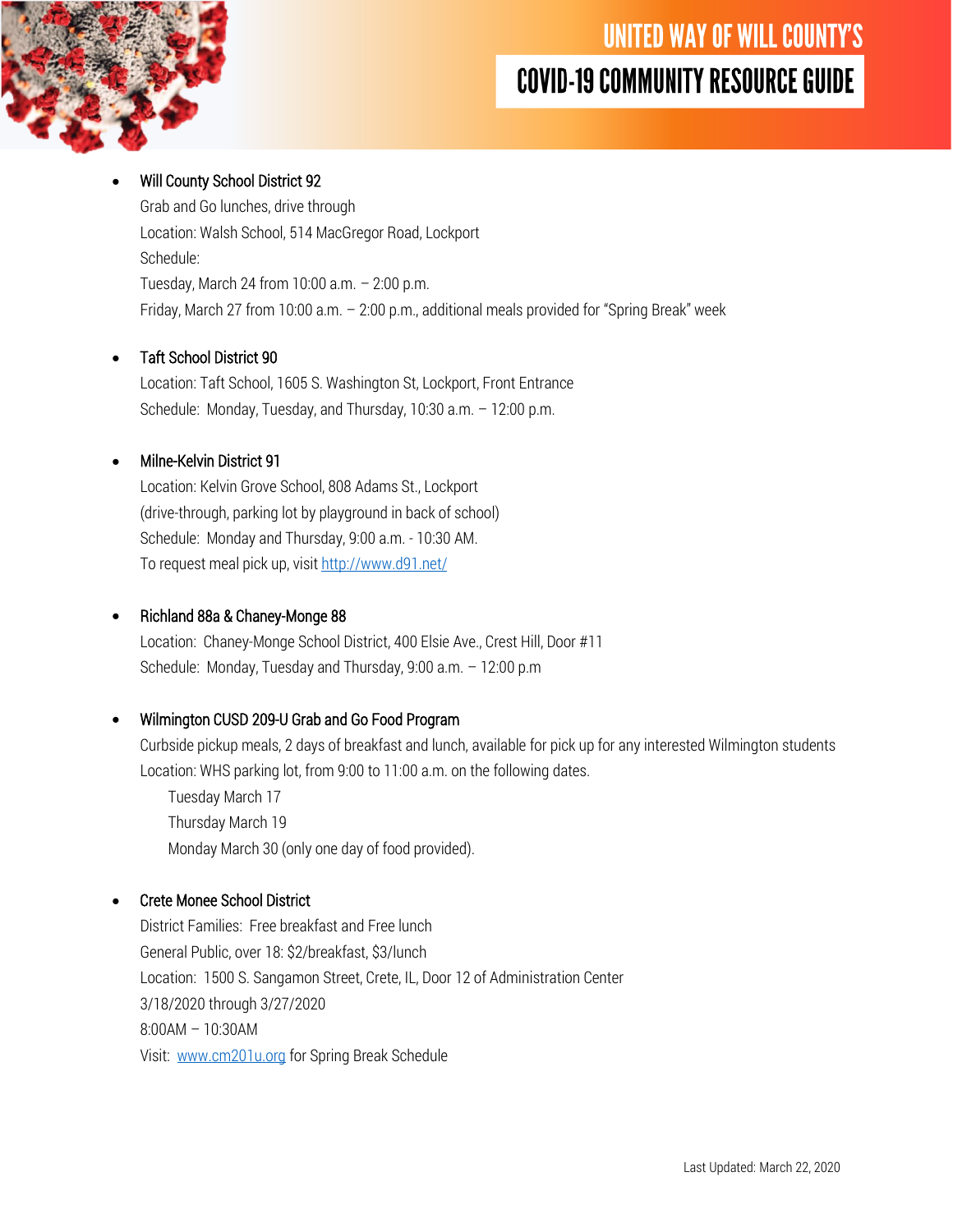- Will County School District 92
  Grab and Go lunches, drive through
  Location: Walsh School, 514 MacGregor Road, Lockport
  Schedule:
  Tuesday, March 24 from 10:00 a.m. – 2:00 p.m.
  Friday, March 27 from 10:00 a.m. – 2:00 p.m., additional meals provided for "Spring Break" week

- Taft School District 90
  Location: Taft School, 1605 S. Washington St, Lockport, Front Entrance
  Schedule: Monday, Tuesday, and Thursday, 10:30 a.m. – 12:00 p.m.

- Milne-Kelvin District 91
  Location: Kelvin Grove School, 808 Adams St., Lockport
  (drive-through, parking lot by playground in back of school)
  Schedule: Monday and Thursday, 9:00 a.m. - 10:30 AM.
  To request meal pick up, visit [http://www.d91.net/](http://www.d91.net/)

- Richland 88a & Chaney-Monge 88
  Location: Chaney-Monge School District, 400 Elsie Ave., Crest Hill, Door #11
  Schedule: Monday, Tuesday and Thursday, 9:00 a.m. – 12:00 p.m

- Wilmington CUSD 209-U Grab and Go Food Program
  Curbside pickup meals, 2 days of breakfast and lunch, available for pick up for any interested Wilmington students
  Location: WHS parking lot, from 9:00 to 11:00 a.m. on the following dates.
  - Tuesday March 17
  - Thursday March 19
  - Monday March 30 (only one day of food provided).

- Crete Monee School District
  District Families: Free breakfast and Free lunch
  General Public, over 18: $2/breakfast, $3/lunch
  Location: 1500 S. Sangamon Street, Crete, IL, Door 12 of Administration Center
  3/18/2020 through 3/27/2020
  8:00AM – 10:30AM
  Visit: [www.cm201u.org](http://www.cm201u.org) for Spring Break Schedule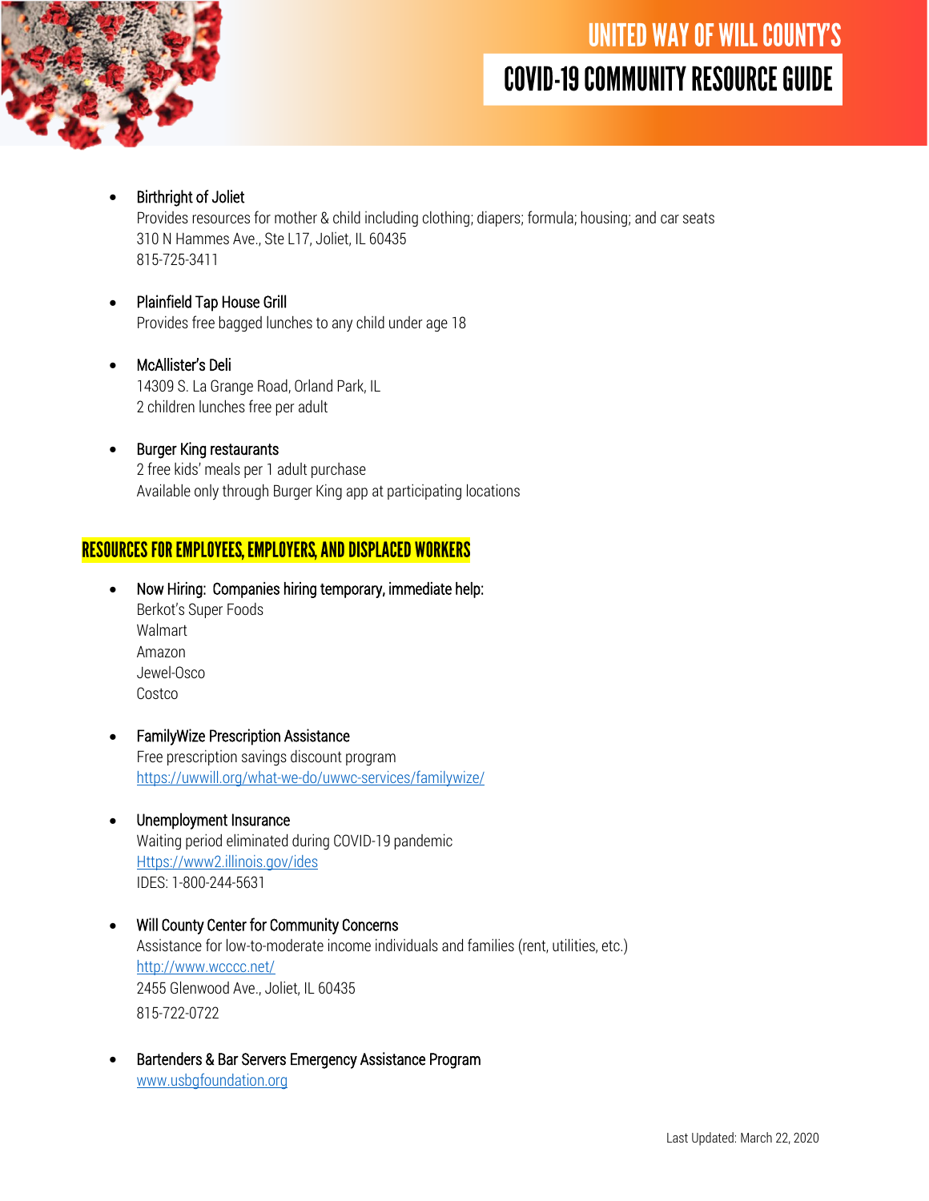- Birthright of Joliet
  Provides resources for mother & child including clothing; diapers; formula; housing; and car seats
  310 N Hammes Ave., Ste L17, Joliet, IL 60435
  815-725-3411

- Plainfield Tap House Grill
  Provides free bagged lunches to any child under age 18

- McAllister's Deli
  14309 S. La Grange Road, Orland Park, IL
  2 children lunches free per adult

- Burger King restaurants
  2 free kids' meals per 1 adult purchase
  Available only through Burger King app at participating locations

## RESOURCES FOR EMPLOYEES, EMPLOYERS, AND DISPLACED WORKERS

- Now Hiring: Companies hiring temporary, immediate help:
  Berkot's Super Foods
  Walmart
  Amazon
  Jewel-Osco
  Costco

- FamilyWize Prescription Assistance
  Free prescription savings discount program
  https://uwwill.org/what-we-do/uwwc-services/familywize/

- Unemployment Insurance
  Waiting period eliminated during COVID-19 pandemic
  Https://www2.illinois.gov/ides
  IDES: 1-800-244-5631

- Will County Center for Community Concerns
  Assistance for low-to-moderate income individuals and families (rent, utilities, etc.)
  http://www.wcccc.net/
  2455 Glenwood Ave., Joliet, IL 60435
  815-722-0722

- Bartenders & Bar Servers Emergency Assistance Program
  www.usbgfoundation.org

Last Updated: March 22, 2020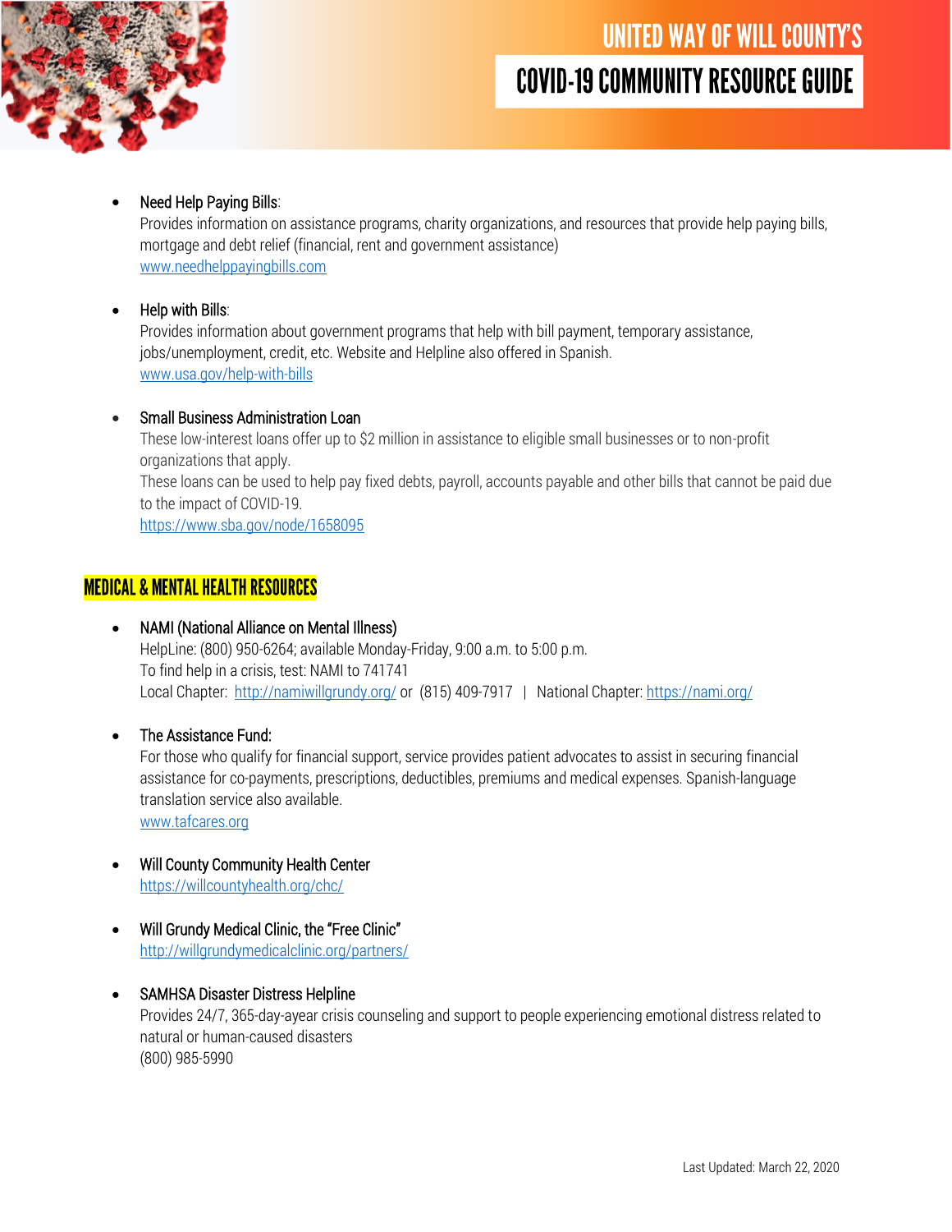- **Need Help Paying Bills**:
  Provides information on assistance programs, charity organizations, and resources that provide help paying bills, mortgage and debt relief (financial, rent and government assistance)
  www.needhelppayingbills.com

- **Help with Bills**:
  Provides information about government programs that help with bill payment, temporary assistance, jobs/unemployment, credit, etc. Website and Helpline also offered in Spanish.
  www.usa.gov/help-with-bills

- **Small Business Administration Loan**
  These low-interest loans offer up to $2 million in assistance to eligible small businesses or to non-profit organizations that apply.
  These loans can be used to help pay fixed debts, payroll, accounts payable and other bills that cannot be paid due to the impact of COVID-19.
  https://www.sba.gov/node/1658095

## MEDICAL & MENTAL HEALTH RESOURCES

- **NAMI (National Alliance on Mental Illness)**
  HelpLine: (800) 950-6264; available Monday-Friday, 9:00 a.m. to 5:00 p.m.
  To find help in a crisis, test: NAMI to 741741
  Local Chapter: http://namiwillgrundy.org/ or (815) 409-7917 | National Chapter: https://nami.org/

- **The Assistance Fund**:
  For those who qualify for financial support, service provides patient advocates to assist in securing financial assistance for co-payments, prescriptions, deductibles, premiums and medical expenses. Spanish-language translation service also available.
  www.tafcares.org

- **Will County Community Health Center**
  https://willcountyhealth.org/chc/

- **Will Grundy Medical Clinic, the "Free Clinic"**
  http://willgrundymedicalclinic.org/partners/

- **SAMHSA Disaster Distress Helpline**
  Provides 24/7, 365-day-ayear crisis counseling and support to people experiencing emotional distress related to natural or human-caused disasters
  (800) 985-5990

Last Updated: March 22, 2020